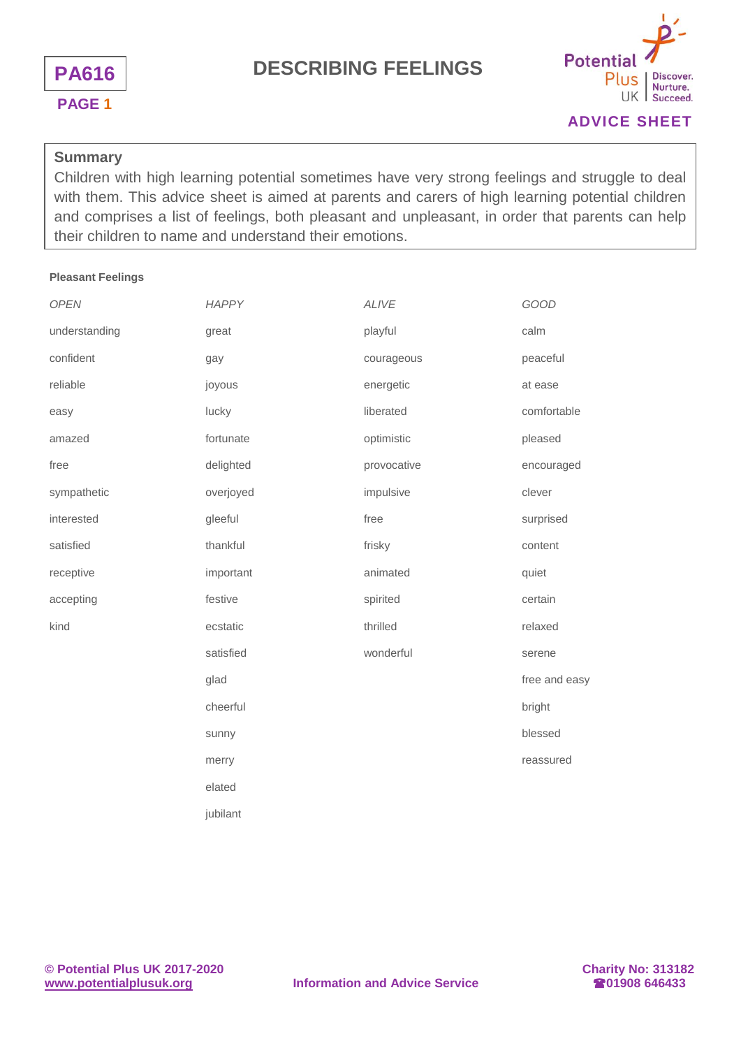PA616

PAGE 1

# DESCRIBING FEELINGS

ADVICE SHEET

**Summary**

Children with high learning potential sometimes have very strong feelings and struggle to deal with them. This advice sheet is aimed at parents and carers of high learning potential children and comprises a list of feelings, both pleasant and unpleasant, in order that parents can help their children to name and understand their emotions.

**Pleasant Feelings**

| *OPEN* | *HAPPY* | *ALIVE* | *GOOD* |
|---|---|---|---|
| understanding | great | playful | calm |
| confident | gay | courageous | peaceful |
| reliable | joyous | energetic | at ease |
| easy | lucky | liberated | comfortable |
| amazed | fortunate | optimistic | pleased |
| free | delighted | provocative | encouraged |
| sympathetic | overjoyed | impulsive | clever |
| interested | gleeful | free | surprised |
| satisfied | thankful | frisky | content |
| receptive | important | animated | quiet |
| accepting | festive | spirited | certain |
| kind | ecstatic | thrilled | relaxed |
| | satisfied | wonderful | serene |
| | glad | | free and easy |
| | cheerful | | bright |
| | sunny | | blessed |
| | merry | | reassured |
| | elated | | |
| | jubilant | | |

© Potential Plus UK 2017-2020
www.potentialplusuk.org

Information and Advice Service

Charity No: 313182
☎01908 646433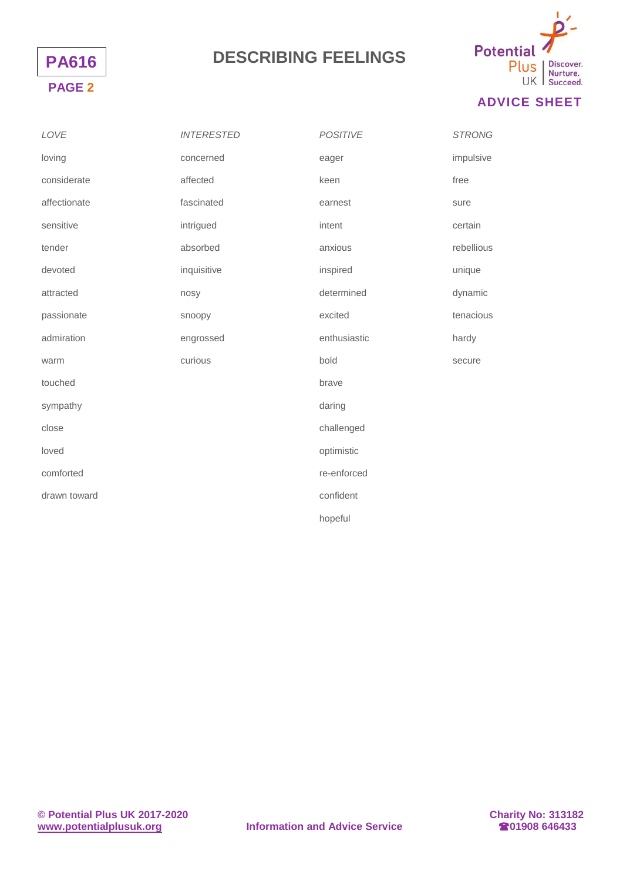| *LOVE* | *INTERESTED* | *POSITIVE* | *STRONG* |
|---|---|---|---|
| loving | concerned | eager | impulsive |
| considerate | affected | keen | free |
| affectionate | fascinated | earnest | sure |
| sensitive | intrigued | intent | certain |
| tender | absorbed | anxious | rebellious |
| devoted | inquisitive | inspired | unique |
| attracted | nosy | determined | dynamic |
| passionate | snoopy | excited | tenacious |
| admiration | engrossed | enthusiastic | hardy |
| warm | curious | bold | secure |
| touched | | brave | |
| sympathy | | daring | |
| close | | challenged | |
| loved | | optimistic | |
| comforted | | re-enforced | |
| drawn toward | | confident | |
| | | hopeful | |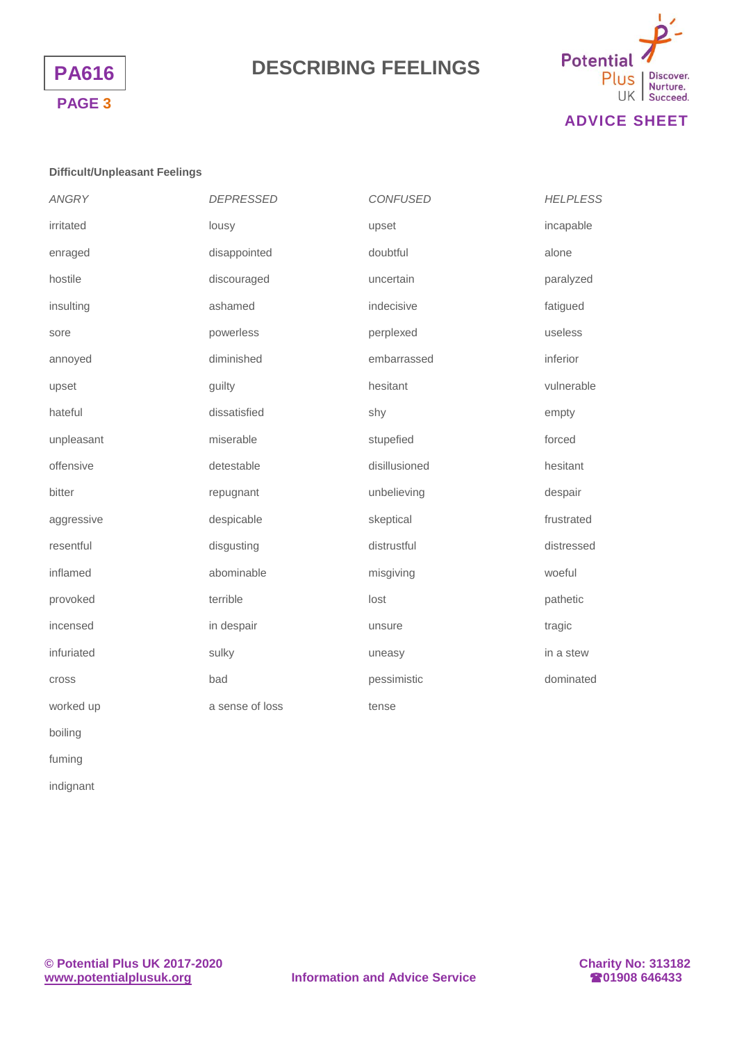# DESCRIBING FEELINGS

**Difficult/Unpleasant Feelings**

| *ANGRY* | *DEPRESSED* | *CONFUSED* | *HELPLESS* |
|---|---|---|---|
| irritated | lousy | upset | incapable |
| enraged | disappointed | doubtful | alone |
| hostile | discouraged | uncertain | paralyzed |
| insulting | ashamed | indecisive | fatigued |
| sore | powerless | perplexed | useless |
| annoyed | diminished | embarrassed | inferior |
| upset | guilty | hesitant | vulnerable |
| hateful | dissatisfied | shy | empty |
| unpleasant | miserable | stupefied | forced |
| offensive | detestable | disillusioned | hesitant |
| bitter | repugnant | unbelieving | despair |
| aggressive | despicable | skeptical | frustrated |
| resentful | disgusting | distrustful | distressed |
| inflamed | abominable | misgiving | woeful |
| provoked | terrible | lost | pathetic |
| incensed | in despair | unsure | tragic |
| infuriated | sulky | uneasy | in a stew |
| cross | bad | pessimistic | dominated |
| worked up | a sense of loss | tense | |
| boiling | | | |
| fuming | | | |
| indignant | | | |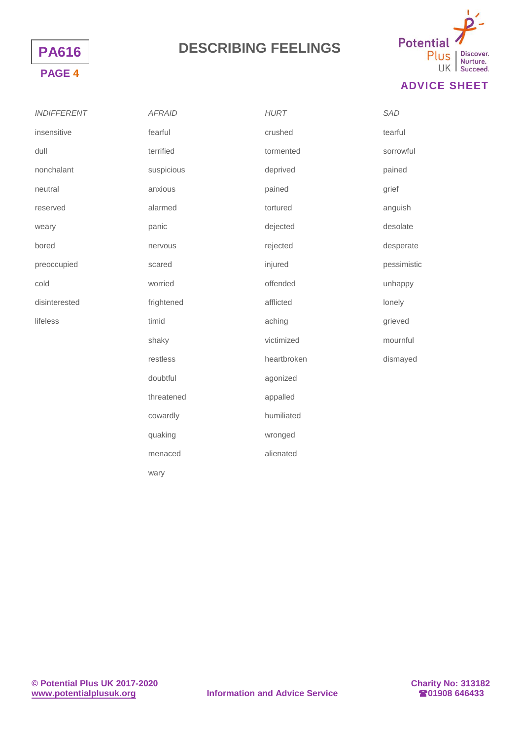# DESCRIBING FEELINGS

| *INDIFFERENT* | *AFRAID* | *HURT* | *SAD* |
|---|---|---|---|
| insensitive | fearful | crushed | tearful |
| dull | terrified | tormented | sorrowful |
| nonchalant | suspicious | deprived | pained |
| neutral | anxious | pained | grief |
| reserved | alarmed | tortured | anguish |
| weary | panic | dejected | desolate |
| bored | nervous | rejected | desperate |
| preoccupied | scared | injured | pessimistic |
| cold | worried | offended | unhappy |
| disinterested | frightened | afflicted | lonely |
| lifeless | timid | aching | grieved |
| | shaky | victimized | mournful |
| | restless | heartbroken | dismayed |
| | doubtful | agonized | |
| | threatened | appalled | |
| | cowardly | humiliated | |
| | quaking | wronged | |
| | menaced | alienated | |
| | wary | | |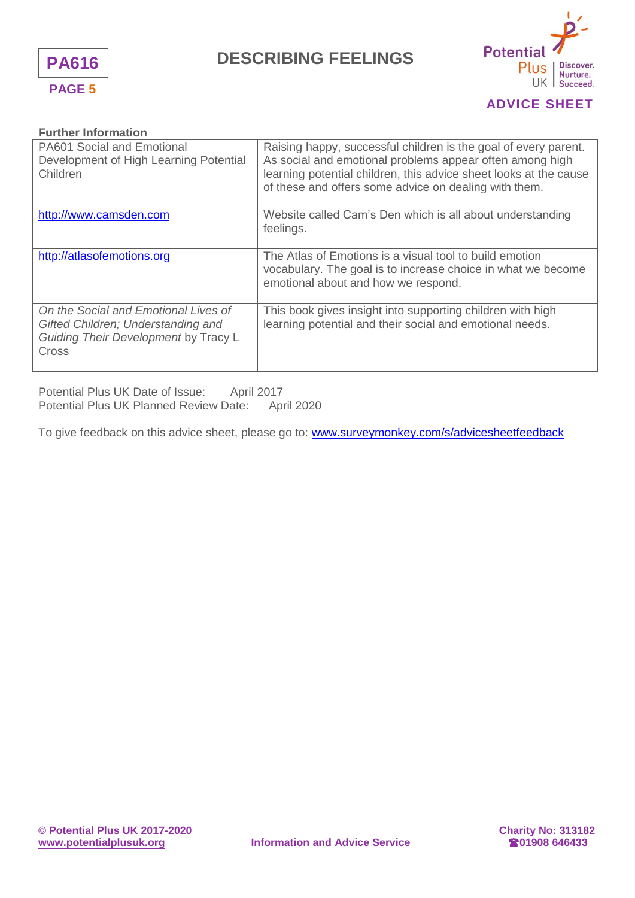**Further Information**

| | |
|---|---|
| PA601 Social and Emotional Development of High Learning Potential Children | Raising happy, successful children is the goal of every parent. As social and emotional problems appear often among high learning potential children, this advice sheet looks at the cause of these and offers some advice on dealing with them. |
| http://www.camsden.com | Website called Cam's Den which is all about understanding feelings. |
| http://atlasofemotions.org | The Atlas of Emotions is a visual tool to build emotion vocabulary. The goal is to increase choice in what we become emotional about and how we respond. |
| *On the Social and Emotional Lives of Gifted Children; Understanding and Guiding Their Development* by Tracy L Cross | This book gives insight into supporting children with high learning potential and their social and emotional needs. |

Potential Plus UK Date of Issue: April 2017
Potential Plus UK Planned Review Date: April 2020

To give feedback on this advice sheet, please go to: www.surveymonkey.com/s/advicesheetfeedback